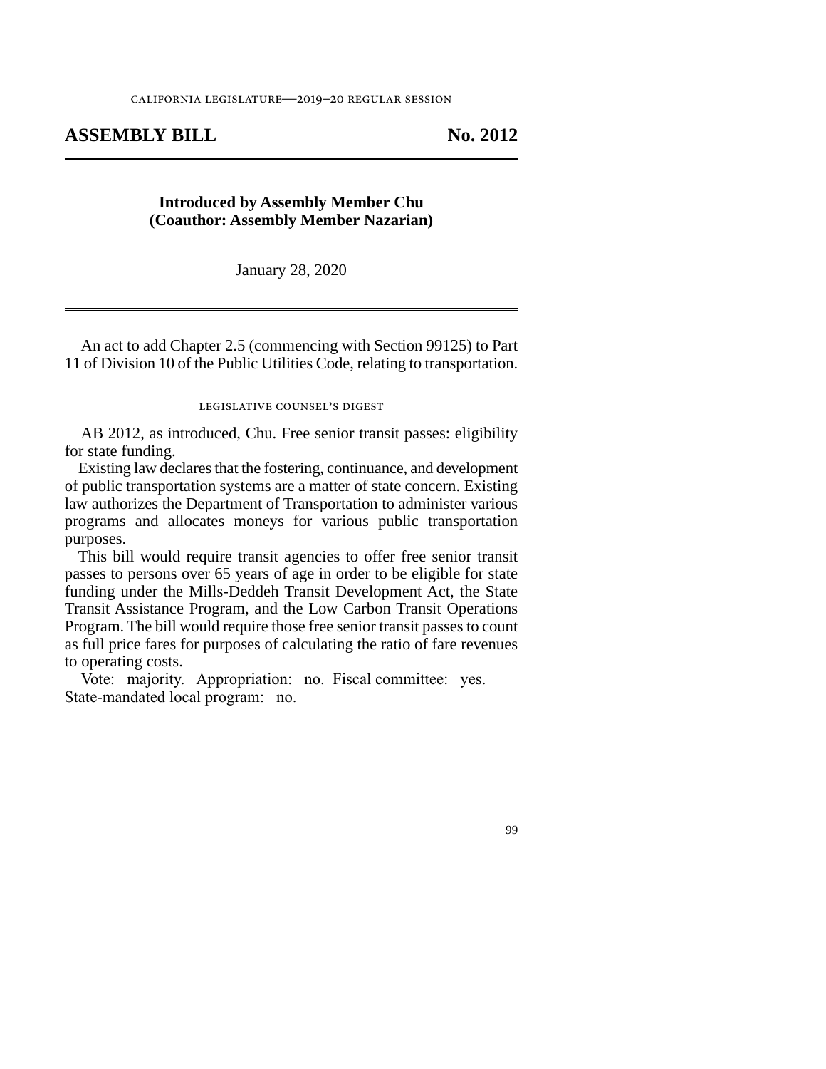california legislature—2019–20 regular session

# ASSEMBLY BILL No. 2012

**Introduced by Assembly Member Chu**
**(Coauthor: Assembly Member Nazarian)**

January 28, 2020

An act to add Chapter 2.5 (commencing with Section 99125) to Part 11 of Division 10 of the Public Utilities Code, relating to transportation.

## legislative counsel's digest

AB 2012, as introduced, Chu. Free senior transit passes: eligibility for state funding.

Existing law declares that the fostering, continuance, and development of public transportation systems are a matter of state concern. Existing law authorizes the Department of Transportation to administer various programs and allocates moneys for various public transportation purposes.

This bill would require transit agencies to offer free senior transit passes to persons over 65 years of age in order to be eligible for state funding under the Mills-Deddeh Transit Development Act, the State Transit Assistance Program, and the Low Carbon Transit Operations Program. The bill would require those free senior transit passes to count as full price fares for purposes of calculating the ratio of fare revenues to operating costs.

Vote: majority. Appropriation: no. Fiscal committee: yes. State-mandated local program: no.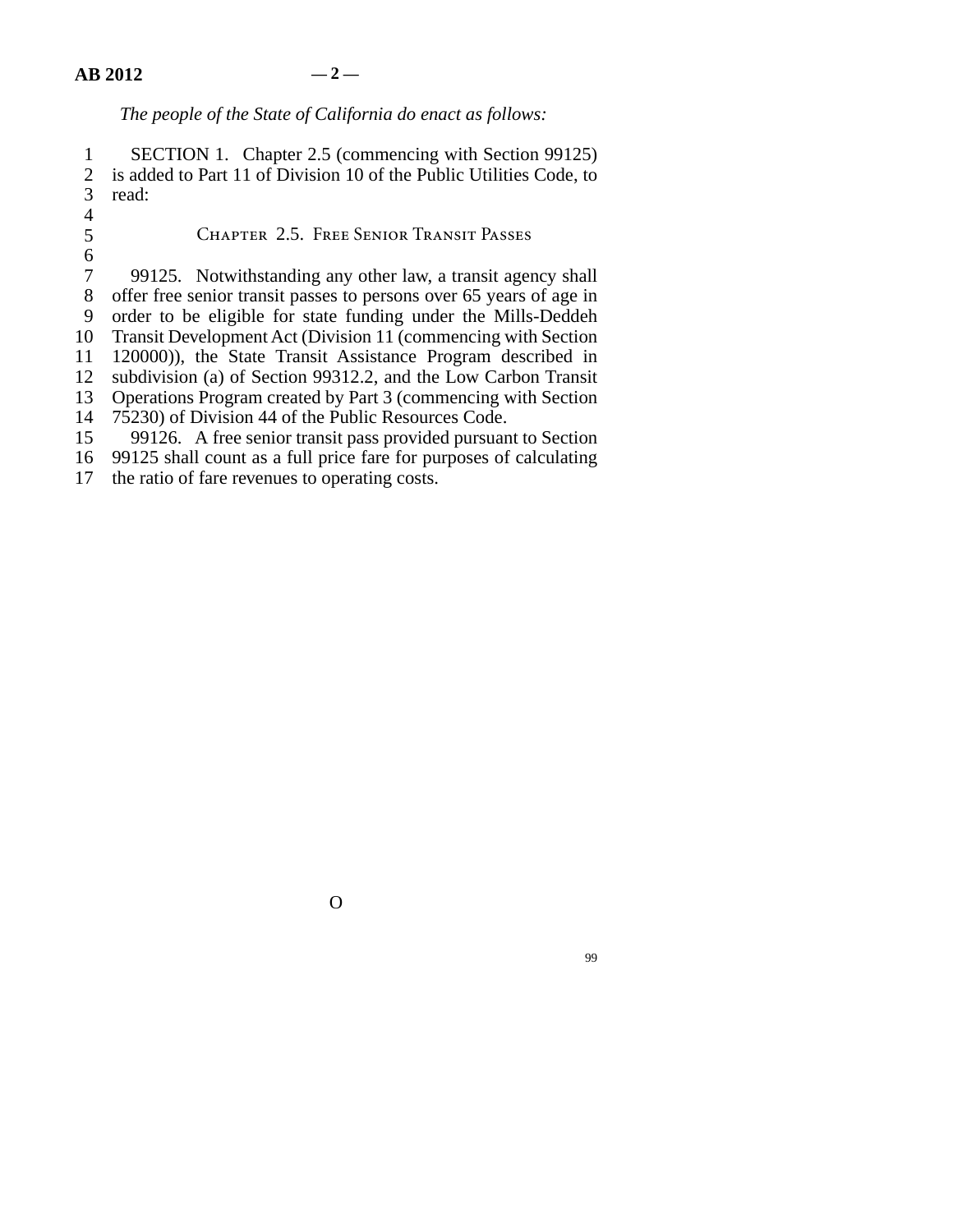*The people of the State of California do enact as follows:*

SECTION 1. Chapter 2.5 (commencing with Section 99125) is added to Part 11 of Division 10 of the Public Utilities Code, to read:

## Chapter 2.5. Free Senior Transit Passes

99125. Notwithstanding any other law, a transit agency shall offer free senior transit passes to persons over 65 years of age in order to be eligible for state funding under the Mills-Deddeh Transit Development Act (Division 11 (commencing with Section 120000)), the State Transit Assistance Program described in subdivision (a) of Section 99312.2, and the Low Carbon Transit Operations Program created by Part 3 (commencing with Section 75230) of Division 44 of the Public Resources Code.

99126. A free senior transit pass provided pursuant to Section 99125 shall count as a full price fare for purposes of calculating the ratio of fare revenues to operating costs.